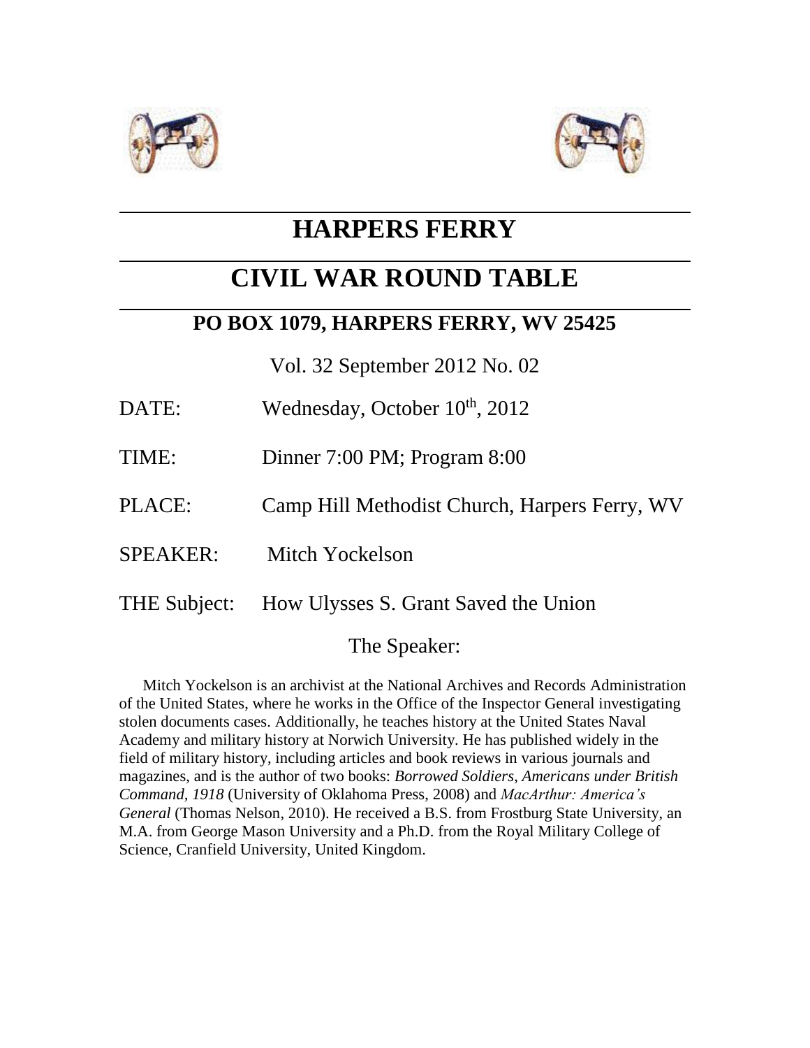# HARPERS FERRY

# CIVIL WAR ROUND TABLE

## PO BOX 1079, HARPERS FERRY, WV 25425

Vol. 32 September 2012 No. 02

DATE: Wednesday, October 10th, 2012

TIME: Dinner 7:00 PM; Program 8:00

PLACE: Camp Hill Methodist Church, Harpers Ferry, WV

SPEAKER: Mitch Yockelson

THE Subject: How Ulysses S. Grant Saved the Union

The Speaker:

Mitch Yockelson is an archivist at the National Archives and Records Administration of the United States, where he works in the Office of the Inspector General investigating stolen documents cases. Additionally, he teaches history at the United States Naval Academy and military history at Norwich University. He has published widely in the field of military history, including articles and book reviews in various journals and magazines, and is the author of two books: *Borrowed Soldiers, Americans under British Command, 1918* (University of Oklahoma Press, 2008) and *MacArthur: America's General* (Thomas Nelson, 2010). He received a B.S. from Frostburg State University, an M.A. from George Mason University and a Ph.D. from the Royal Military College of Science, Cranfield University, United Kingdom.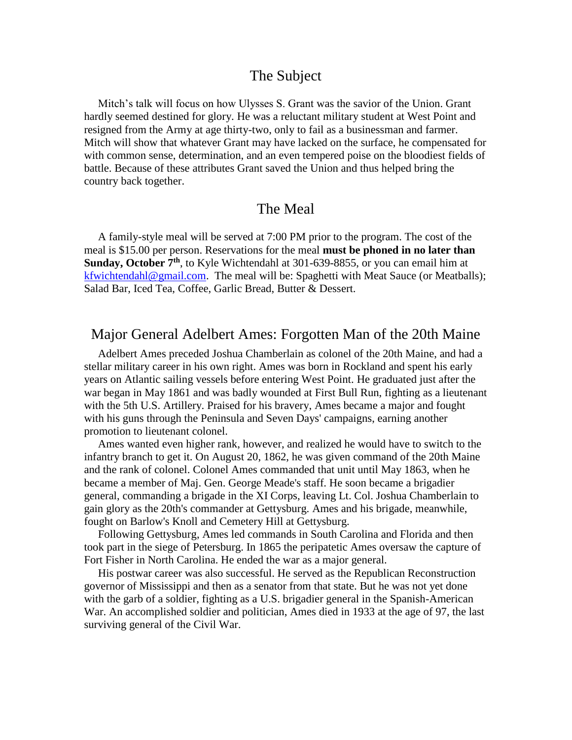## The Subject

Mitch's talk will focus on how Ulysses S. Grant was the savior of the Union. Grant hardly seemed destined for glory. He was a reluctant military student at West Point and resigned from the Army at age thirty-two, only to fail as a businessman and farmer. Mitch will show that whatever Grant may have lacked on the surface, he compensated for with common sense, determination, and an even tempered poise on the bloodiest fields of battle. Because of these attributes Grant saved the Union and thus helped bring the country back together.

## The Meal

A family-style meal will be served at 7:00 PM prior to the program. The cost of the meal is $15.00 per person. Reservations for the meal **must be phoned in no later than Sunday, October 7th**, to Kyle Wichtendahl at 301-639-8855, or you can email him at kfwichtendahl@gmail.com. The meal will be: Spaghetti with Meat Sauce (or Meatballs); Salad Bar, Iced Tea, Coffee, Garlic Bread, Butter & Dessert.

## Major General Adelbert Ames: Forgotten Man of the 20th Maine

Adelbert Ames preceded Joshua Chamberlain as colonel of the 20th Maine, and had a stellar military career in his own right. Ames was born in Rockland and spent his early years on Atlantic sailing vessels before entering West Point. He graduated just after the war began in May 1861 and was badly wounded at First Bull Run, fighting as a lieutenant with the 5th U.S. Artillery. Praised for his bravery, Ames became a major and fought with his guns through the Peninsula and Seven Days' campaigns, earning another promotion to lieutenant colonel.

Ames wanted even higher rank, however, and realized he would have to switch to the infantry branch to get it. On August 20, 1862, he was given command of the 20th Maine and the rank of colonel. Colonel Ames commanded that unit until May 1863, when he became a member of Maj. Gen. George Meade's staff. He soon became a brigadier general, commanding a brigade in the XI Corps, leaving Lt. Col. Joshua Chamberlain to gain glory as the 20th's commander at Gettysburg. Ames and his brigade, meanwhile, fought on Barlow's Knoll and Cemetery Hill at Gettysburg.

Following Gettysburg, Ames led commands in South Carolina and Florida and then took part in the siege of Petersburg. In 1865 the peripatetic Ames oversaw the capture of Fort Fisher in North Carolina. He ended the war as a major general.

His postwar career was also successful. He served as the Republican Reconstruction governor of Mississippi and then as a senator from that state. But he was not yet done with the garb of a soldier, fighting as a U.S. brigadier general in the Spanish-American War. An accomplished soldier and politician, Ames died in 1933 at the age of 97, the last surviving general of the Civil War.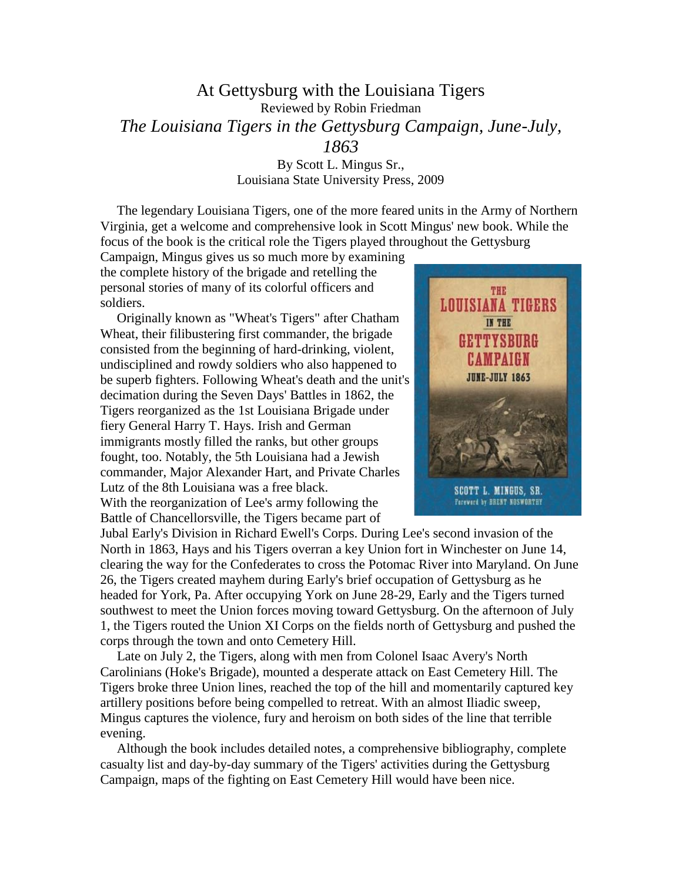# At Gettysburg with the Louisiana Tigers

Reviewed by Robin Friedman

*The Louisiana Tigers in the Gettysburg Campaign, June-July, 1863*

By Scott L. Mingus Sr.,
Louisiana State University Press, 2009

The legendary Louisiana Tigers, one of the more feared units in the Army of Northern Virginia, get a welcome and comprehensive look in Scott Mingus' new book. While the focus of the book is the critical role the Tigers played throughout the Gettysburg Campaign, Mingus gives us so much more by examining the complete history of the brigade and retelling the personal stories of many of its colorful officers and soldiers.

Originally known as "Wheat's Tigers" after Chatham Wheat, their filibustering first commander, the brigade consisted from the beginning of hard-drinking, violent, undisciplined and rowdy soldiers who also happened to be superb fighters. Following Wheat's death and the unit's decimation during the Seven Days' Battles in 1862, the Tigers reorganized as the 1st Louisiana Brigade under fiery General Harry T. Hays. Irish and German immigrants mostly filled the ranks, but other groups fought, too. Notably, the 5th Louisiana had a Jewish commander, Major Alexander Hart, and Private Charles Lutz of the 8th Louisiana was a free black.
With the reorganization of Lee's army following the Battle of Chancellorsville, the Tigers became part of Jubal Early's Division in Richard Ewell's Corps. During Lee's second invasion of the North in 1863, Hays and his Tigers overran a key Union fort in Winchester on June 14, clearing the way for the Confederates to cross the Potomac River into Maryland. On June 26, the Tigers created mayhem during Early's brief occupation of Gettysburg as he headed for York, Pa. After occupying York on June 28-29, Early and the Tigers turned southwest to meet the Union forces moving toward Gettysburg. On the afternoon of July 1, the Tigers routed the Union XI Corps on the fields north of Gettysburg and pushed the corps through the town and onto Cemetery Hill.

Late on July 2, the Tigers, along with men from Colonel Isaac Avery's North Carolinians (Hoke's Brigade), mounted a desperate attack on East Cemetery Hill. The Tigers broke three Union lines, reached the top of the hill and momentarily captured key artillery positions before being compelled to retreat. With an almost Iliadic sweep, Mingus captures the violence, fury and heroism on both sides of the line that terrible evening.

Although the book includes detailed notes, a comprehensive bibliography, complete casualty list and day-by-day summary of the Tigers' activities during the Gettysburg Campaign, maps of the fighting on East Cemetery Hill would have been nice.